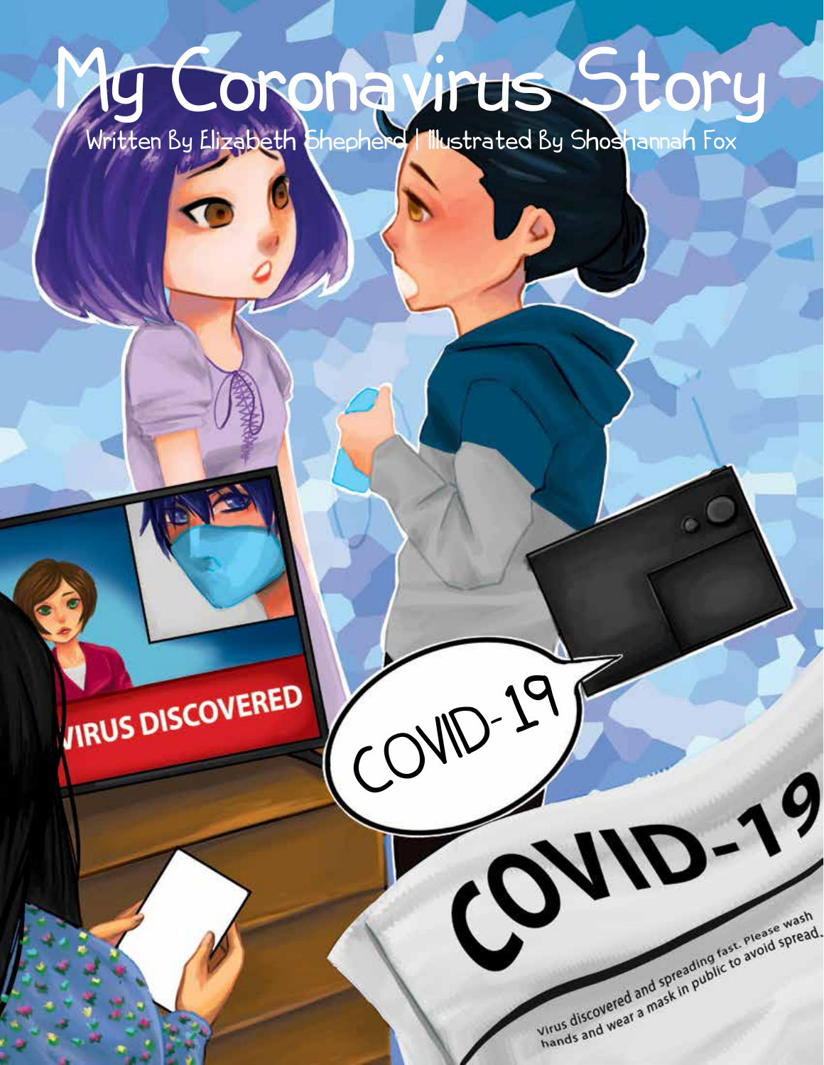# My Coronavirus Story

Written By Elizabeth Shepherd | Illustrated By Shoshannah Fox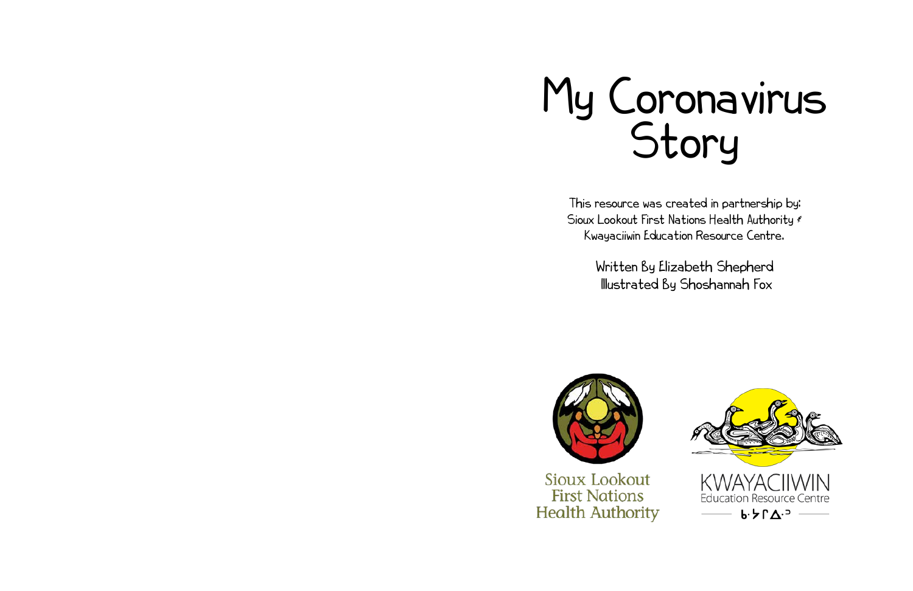# My Coronavirus Story

This resource was created in partnership by:
Sioux Lookout First Nations Health Authority &
Kwayaciiwin Education Resource Centre.

Written By Elizabeth Shepherd
Illustrated By Shoshannah Fox

Sioux Lookout
First Nations
Health Authority

KWAYACIIWIN
Education Resource Centre
ᑲᐧᔭᒋᐃᐧᐣ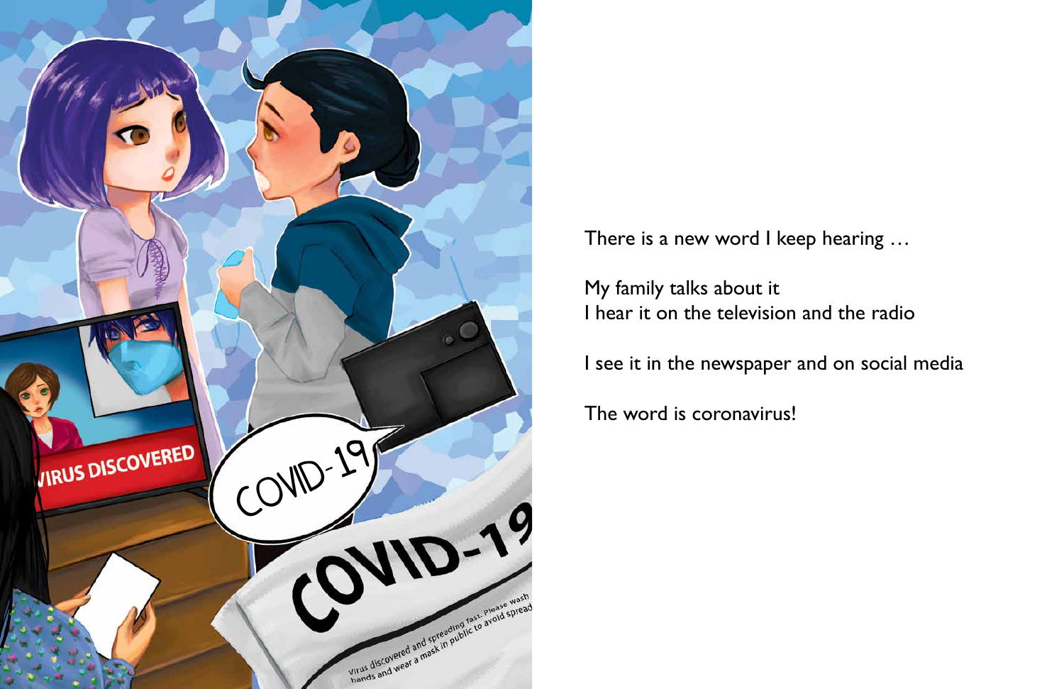There is a new word I keep hearing …

My family talks about it
I hear it on the television and the radio

I see it in the newspaper and on social media

The word is coronavirus!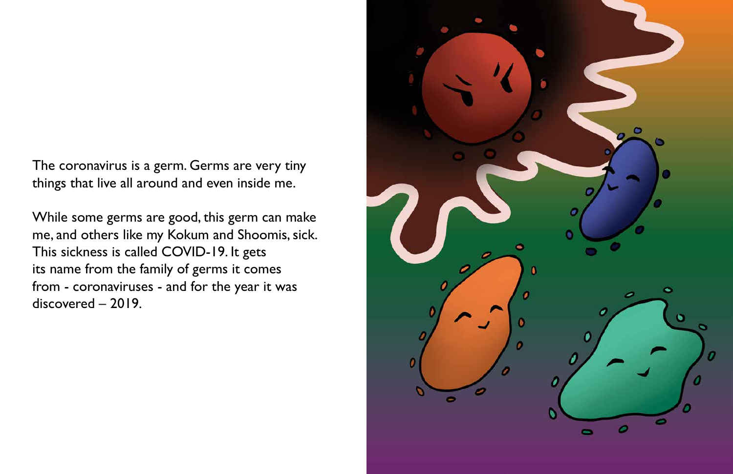The coronavirus is a germ. Germs are very tiny things that live all around and even inside me.

While some germs are good, this germ can make me, and others like my Kokum and Shoomis, sick. This sickness is called COVID-19. It gets its name from the family of germs it comes from - coronaviruses - and for the year it was discovered – 2019.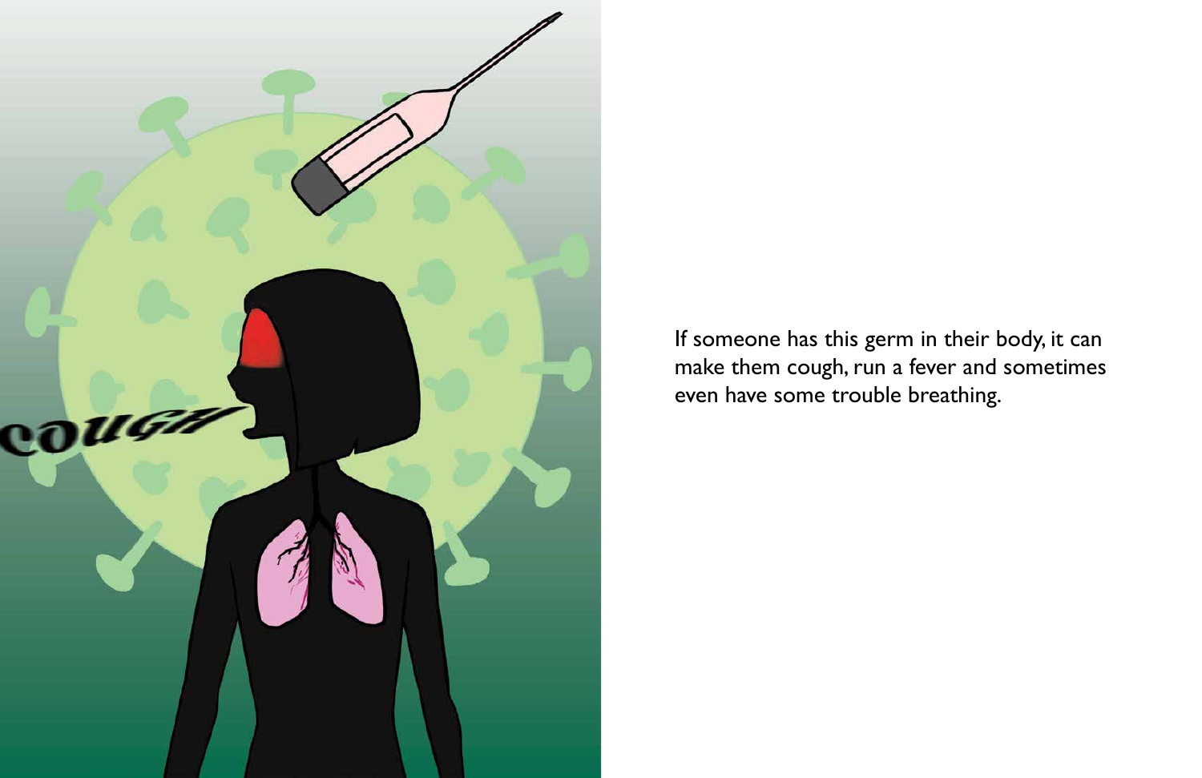If someone has this germ in their body, it can make them cough, run a fever and sometimes even have some trouble breathing.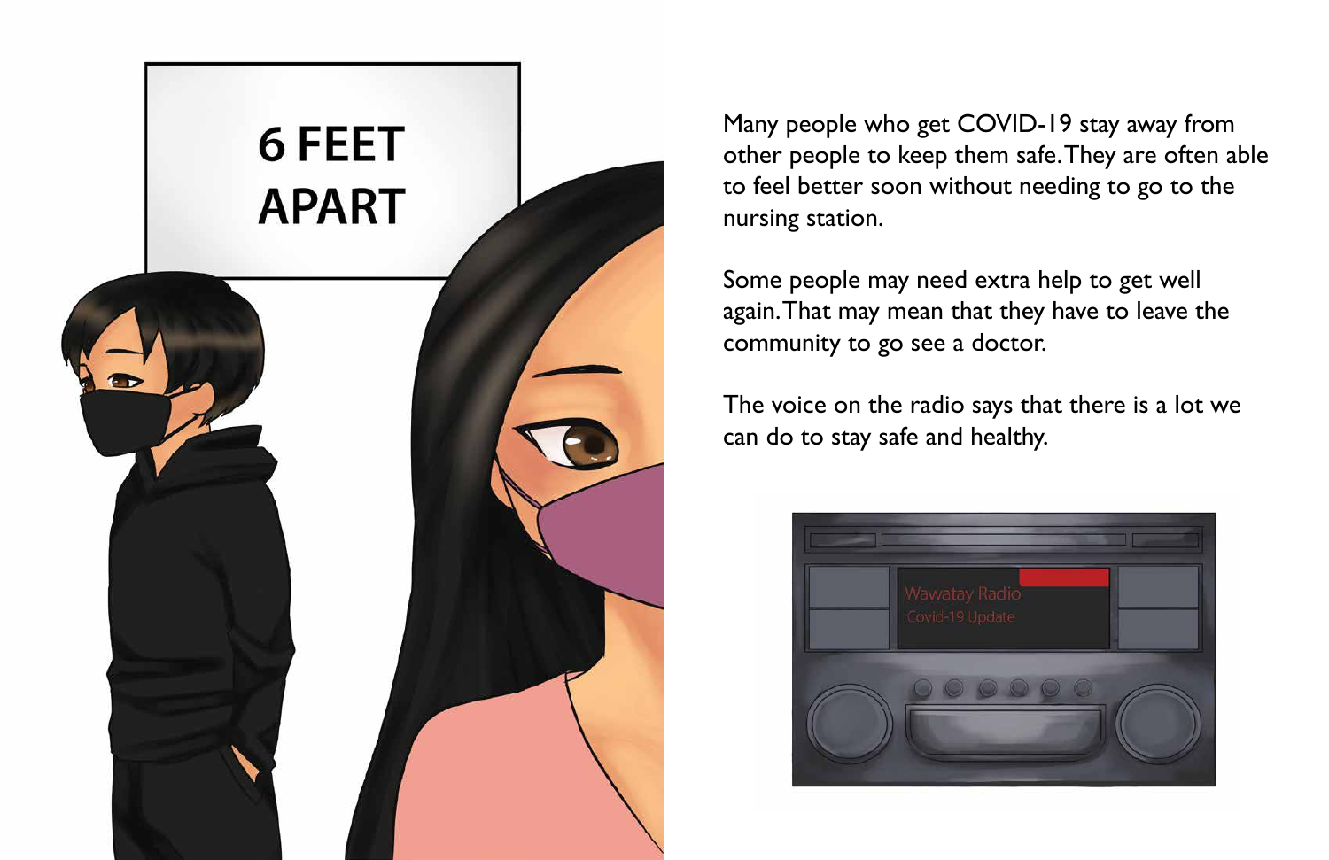Many people who get COVID-19 stay away from other people to keep them safe. They are often able to feel better soon without needing to go to the nursing station.

Some people may need extra help to get well again. That may mean that they have to leave the community to go see a doctor.

The voice on the radio says that there is a lot we can do to stay safe and healthy.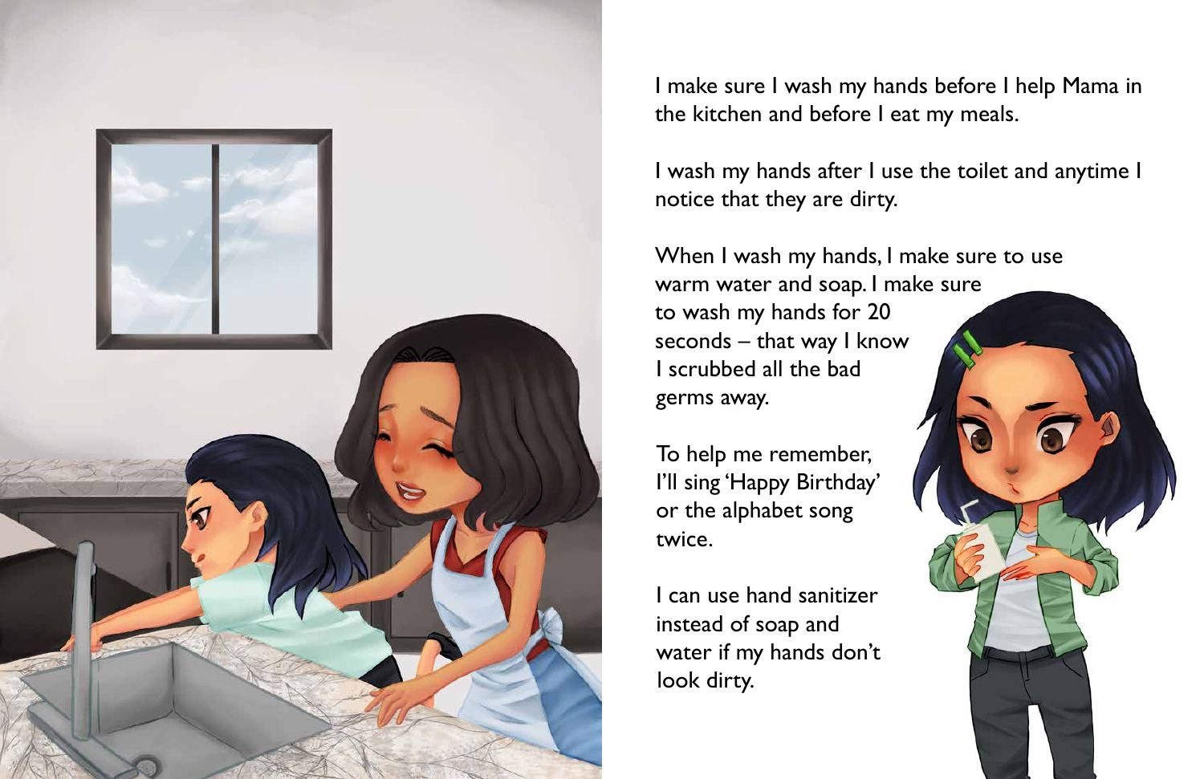I make sure I wash my hands before I help Mama in the kitchen and before I eat my meals.

I wash my hands after I use the toilet and anytime I notice that they are dirty.

When I wash my hands, I make sure to use warm water and soap. I make sure to wash my hands for 20 seconds – that way I know I scrubbed all the bad germs away.

To help me remember, I'll sing 'Happy Birthday' or the alphabet song twice.

I can use hand sanitizer instead of soap and water if my hands don't look dirty.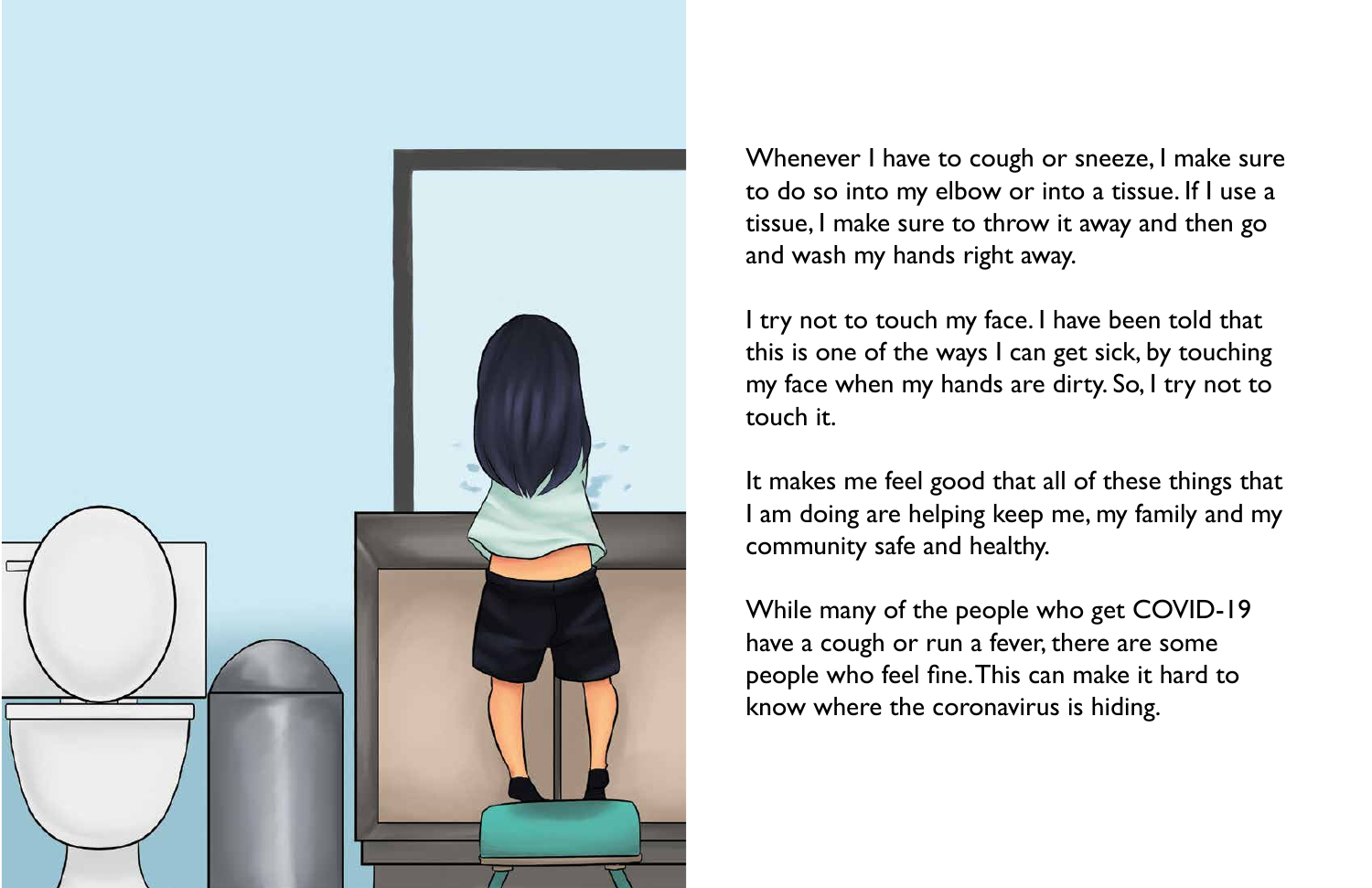Whenever I have to cough or sneeze, I make sure to do so into my elbow or into a tissue. If I use a tissue, I make sure to throw it away and then go and wash my hands right away.

I try not to touch my face. I have been told that this is one of the ways I can get sick, by touching my face when my hands are dirty. So, I try not to touch it.

It makes me feel good that all of these things that I am doing are helping keep me, my family and my community safe and healthy.

While many of the people who get COVID-19 have a cough or run a fever, there are some people who feel fine. This can make it hard to know where the coronavirus is hiding.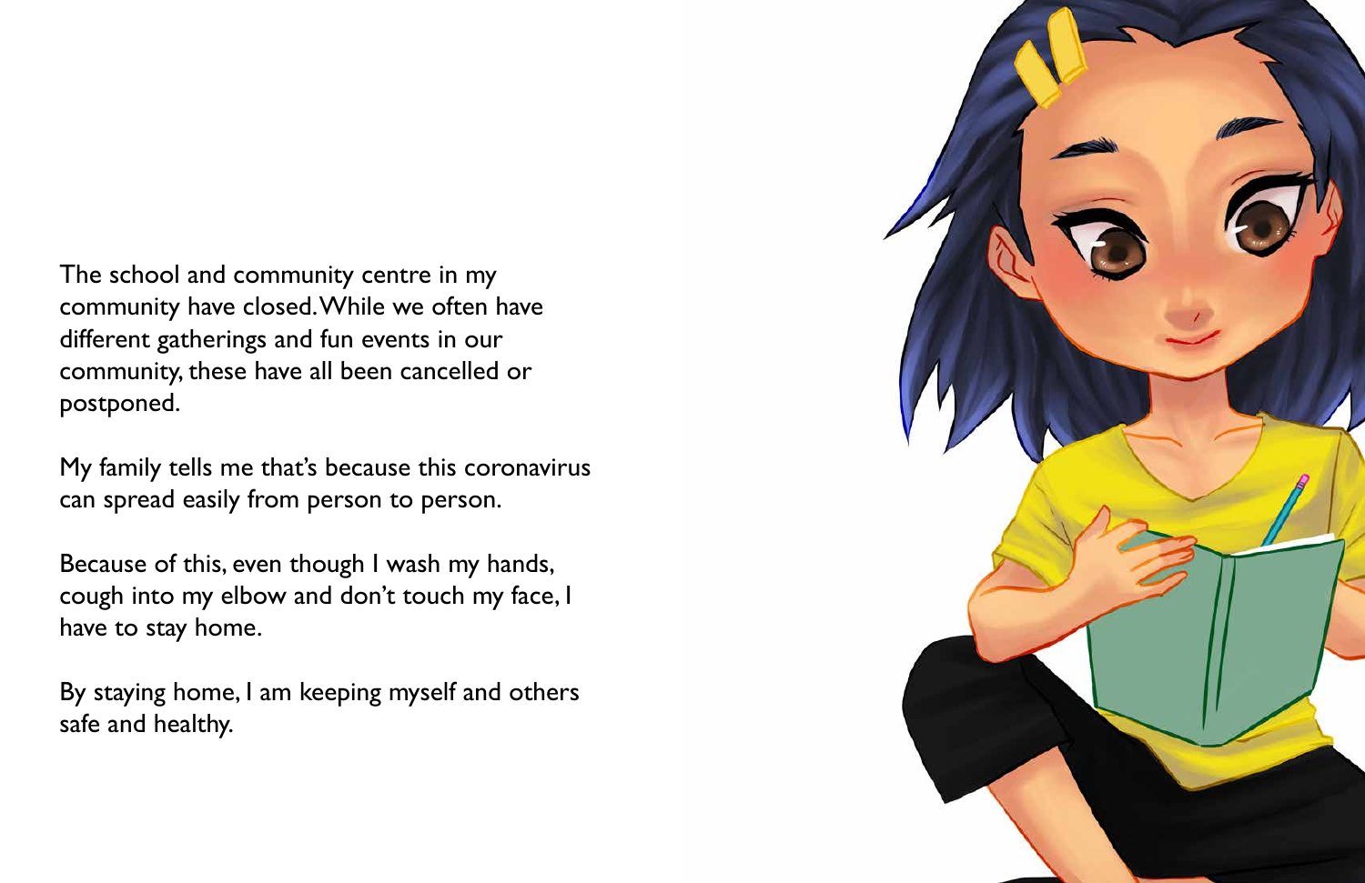The school and community centre in my community have closed. While we often have different gatherings and fun events in our community, these have all been cancelled or postponed.

My family tells me that's because this coronavirus can spread easily from person to person.

Because of this, even though I wash my hands, cough into my elbow and don't touch my face, I have to stay home.

By staying home, I am keeping myself and others safe and healthy.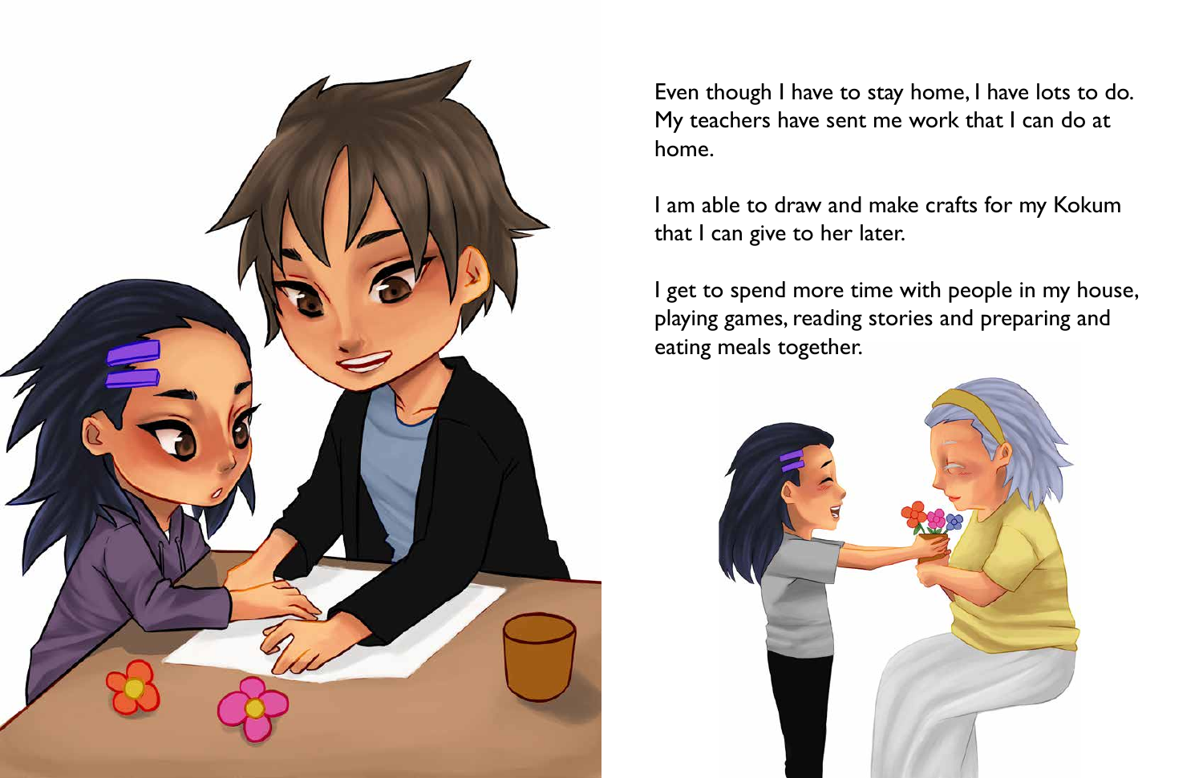Even though I have to stay home, I have lots to do. My teachers have sent me work that I can do at home.

I am able to draw and make crafts for my Kokum that I can give to her later.

I get to spend more time with people in my house, playing games, reading stories and preparing and eating meals together.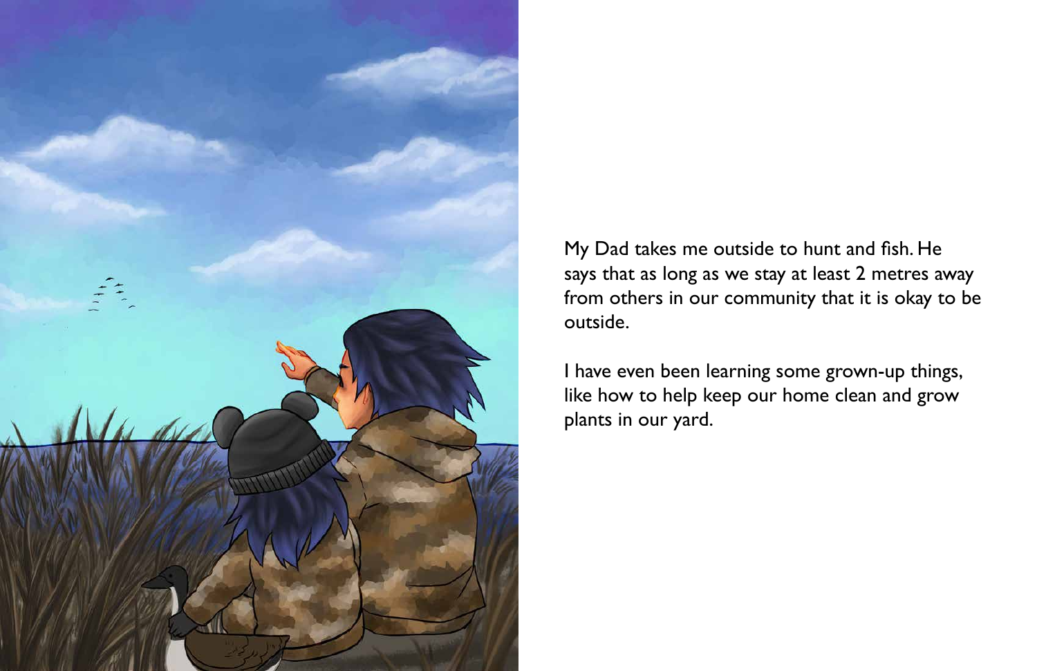My Dad takes me outside to hunt and fish. He says that as long as we stay at least 2 metres away from others in our community that it is okay to be outside.

I have even been learning some grown-up things, like how to help keep our home clean and grow plants in our yard.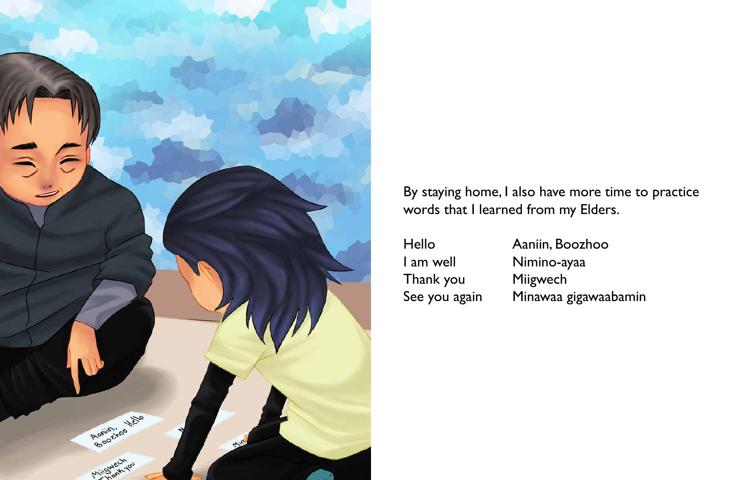By staying home, I also have more time to practice words that I learned from my Elders.

| | |
|---|---|
| Hello | Aaniin, Boozhoo |
| I am well | Nimino-ayaa |
| Thank you | Miigwech |
| See you again | Minawaa gigawaabamin |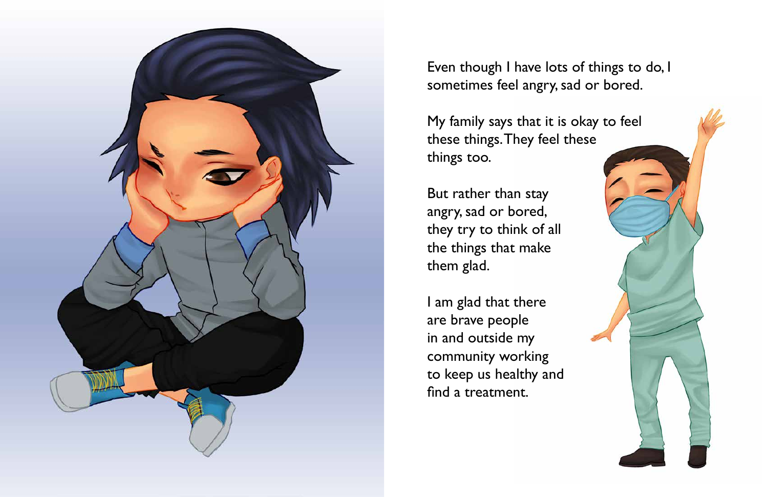Even though I have lots of things to do, I sometimes feel angry, sad or bored.

My family says that it is okay to feel these things. They feel these things too.

But rather than stay angry, sad or bored, they try to think of all the things that make them glad.

I am glad that there are brave people in and outside my community working to keep us healthy and find a treatment.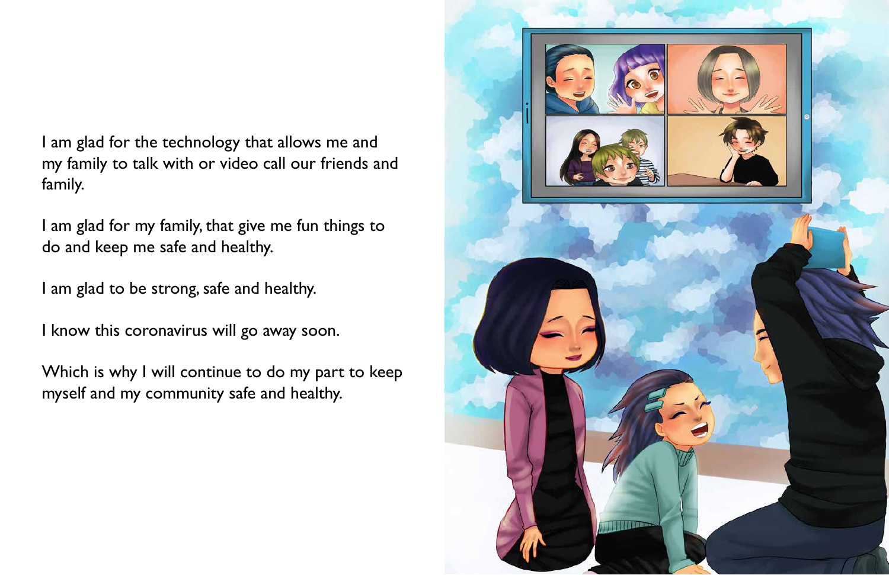I am glad for the technology that allows me and my family to talk with or video call our friends and family.

I am glad for my family, that give me fun things to do and keep me safe and healthy.

I am glad to be strong, safe and healthy.

I know this coronavirus will go away soon.

Which is why I will continue to do my part to keep myself and my community safe and healthy.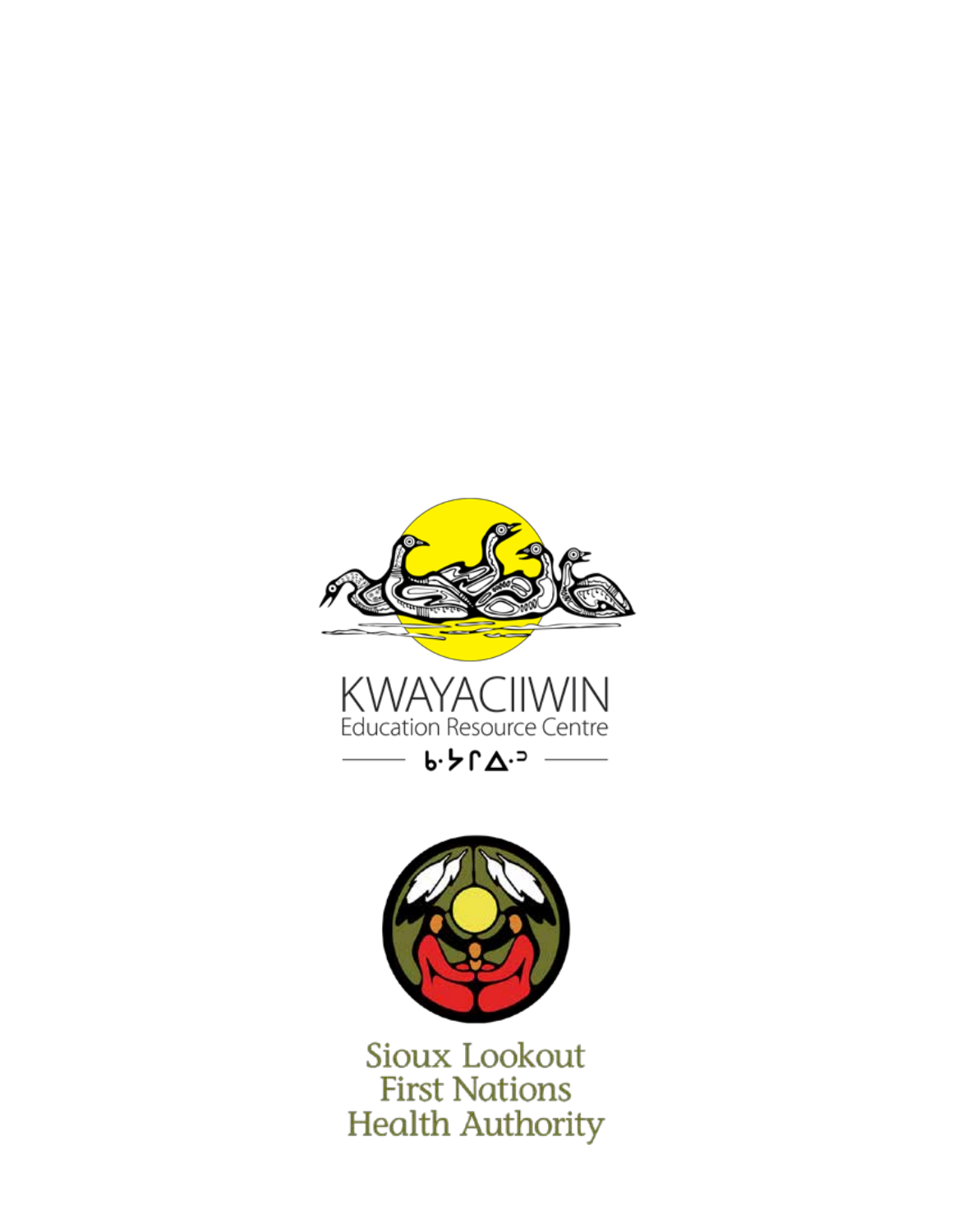KWAYACIIWIN

Education Resource Centre

ᑿᔮᒋᐄᐧᐣ

Sioux Lookout

First Nations

Health Authority